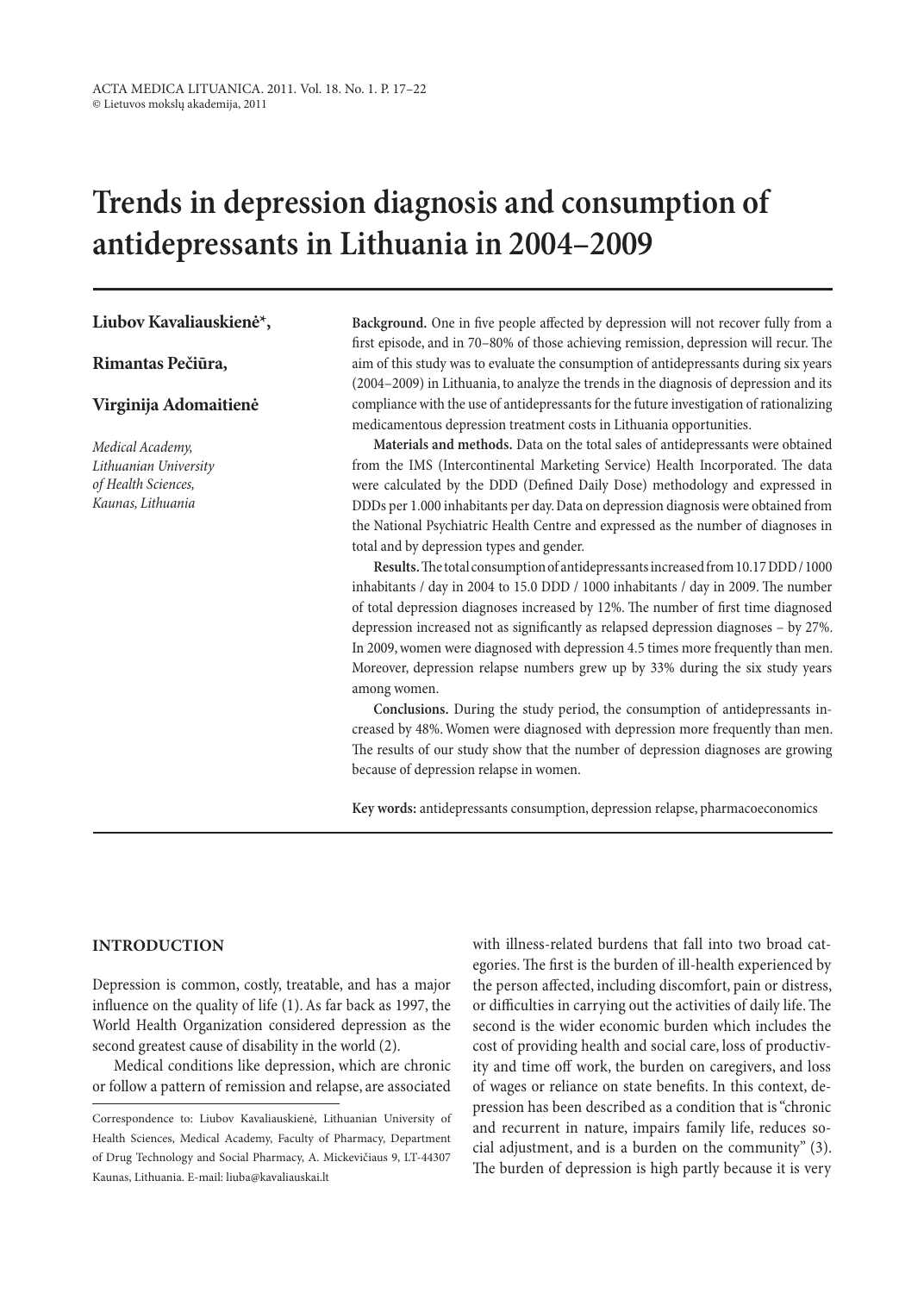# Trends in depression diagnosis and consumption of antidepressants in Lithuania in 2004–2009

**Liubov Kavaliauskienė\*,**

**Rimantas Pečiūra,**

**Virginija Adomaitienė**

*Medical Academy, Lithuanian University of Health Sciences, Kaunas, Lithuania*

**Background.** One in five people affected by depression will not recover fully from a first episode, and in 70–80% of those achieving remission, depression will recur. The aim of this study was to evaluate the consumption of antidepressants during six years (2004–2009) in Lithuania, to analyze the trends in the diagnosis of depression and its compliance with the use of antidepressants for the future investigation of rationalizing medicamentous depression treatment costs in Lithuania opportunities.

**Materials and methods.** Data on the total sales of antidepressants were obtained from the IMS (Intercontinental Marketing Service) Health Incorporated. The data were calculated by the DDD (Defined Daily Dose) methodology and expressed in DDDs per 1.000 inhabitants per day. Data on depression diagnosis were obtained from the National Psychiatric Health Centre and expressed as the number of diagnoses in total and by depression types and gender.

**Results.** The total consumption of antidepressants increased from 10.17 DDD / 1000 inhabitants / day in 2004 to 15.0 DDD / 1000 inhabitants / day in 2009. The number of total depression diagnoses increased by 12%. The number of first time diagnosed depression increased not as significantly as relapsed depression diagnoses – by 27%. In 2009, women were diagnosed with depression 4.5 times more frequently than men. Moreover, depression relapse numbers grew up by 33% during the six study years among women.

**Conclusions.** During the study period, the consumption of antidepressants increased by 48%. Women were diagnosed with depression more frequently than men. The results of our study show that the number of depression diagnoses are growing because of depression relapse in women.

**Key words:** antidepressants consumption, depression relapse, pharmacoeconomics

## INTRODUCTION

Depression is common, costly, treatable, and has a major influence on the quality of life (1). As far back as 1997, the World Health Organization considered depression as the second greatest cause of disability in the world (2).

Medical conditions like depression, which are chronic or follow a pattern of remission and relapse, are associated with illness-related burdens that fall into two broad categories. The first is the burden of ill-health experienced by the person affected, including discomfort, pain or distress, or difficulties in carrying out the activities of daily life. The second is the wider economic burden which includes the cost of providing health and social care, loss of productivity and time off work, the burden on caregivers, and loss of wages or reliance on state benefits. In this context, depression has been described as a condition that is "chronic and recurrent in nature, impairs family life, reduces social adjustment, and is a burden on the community" (3). The burden of depression is high partly because it is very

Correspondence to: Liubov Kavaliauskienė, Lithuanian University of Health Sciences, Medical Academy, Faculty of Pharmacy, Department of Drug Technology and Social Pharmacy, A. Mickevičiaus 9, LT-44307 Kaunas, Lithuania. E-mail: liuba@kavaliauskai.lt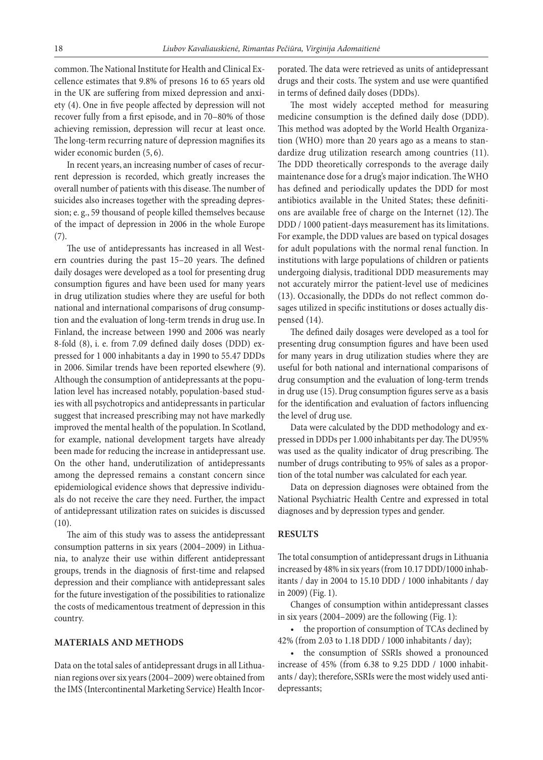common. The National Institute for Health and Clinical Excellence estimates that 9.8% of presons 16 to 65 years old in the UK are suffering from mixed depression and anxiety (4). One in five people affected by depression will not recover fully from a first episode, and in 70–80% of those achieving remission, depression will recur at least once. The long-term recurring nature of depression magnifies its wider economic burden (5, 6).

In recent years, an increasing number of cases of recurrent depression is recorded, which greatly increases the overall number of patients with this disease. The number of suicides also increases together with the spreading depression; e. g., 59 thousand of people killed themselves because of the impact of depression in 2006 in the whole Europe (7).

The use of antidepressants has increased in all Western countries during the past 15–20 years. The defined daily dosages were developed as a tool for presenting drug consumption figures and have been used for many years in drug utilization studies where they are useful for both national and international comparisons of drug consumption and the evaluation of long-term trends in drug use. In Finland, the increase between 1990 and 2006 was nearly 8-fold (8), i. e. from 7.09 defined daily doses (DDD) expressed for 1 000 inhabitants a day in 1990 to 55.47 DDDs in 2006. Similar trends have been reported elsewhere (9). Although the consumption of antidepressants at the population level has increased notably, population-based studies with all psychotropics and antidepressants in particular suggest that increased prescribing may not have markedly improved the mental health of the population. In Scotland, for example, national development targets have already been made for reducing the increase in antidepressant use. On the other hand, underutilization of antidepressants among the depressed remains a constant concern since epidemiological evidence shows that depressive individuals do not receive the care they need. Further, the impact of antidepressant utilization rates on suicides is discussed (10).

The aim of this study was to assess the antidepressant consumption patterns in six years (2004–2009) in Lithuania, to analyze their use within different antidepressant groups, trends in the diagnosis of first-time and relapsed depression and their compliance with antidepressant sales for the future investigation of the possibilities to rationalize the costs of medicamentous treatment of depression in this country.

## MATERIALS AND METHODS

Data on the total sales of antidepressant drugs in all Lithuanian regions over six years (2004–2009) were obtained from the IMS (Intercontinental Marketing Service) Health Incorporated. The data were retrieved as units of antidepressant drugs and their costs. The system and use were quantified in terms of defined daily doses (DDDs).

The most widely accepted method for measuring medicine consumption is the defined daily dose (DDD). This method was adopted by the World Health Organization (WHO) more than 20 years ago as a means to standardize drug utilization research among countries (11). The DDD theoretically corresponds to the average daily maintenance dose for a drug's major indication. The WHO has defined and periodically updates the DDD for most antibiotics available in the United States; these definitions are available free of charge on the Internet (12). The DDD / 1000 patient-days measurement has its limitations. For example, the DDD values are based on typical dosages for adult populations with the normal renal function. In institutions with large populations of children or patients undergoing dialysis, traditional DDD measurements may not accurately mirror the patient-level use of medicines (13). Occasionally, the DDDs do not reflect common dosages utilized in specific institutions or doses actually dispensed (14).

The defined daily dosages were developed as a tool for presenting drug consumption figures and have been used for many years in drug utilization studies where they are useful for both national and international comparisons of drug consumption and the evaluation of long-term trends in drug use (15). Drug consumption figures serve as a basis for the identification and evaluation of factors influencing the level of drug use.

Data were calculated by the DDD methodology and expressed in DDDs per 1.000 inhabitants per day. The DU95% was used as the quality indicator of drug prescribing. The number of drugs contributing to 95% of sales as a proportion of the total number was calculated for each year.

Data on depression diagnoses were obtained from the National Psychiatric Health Centre and expressed in total diagnoses and by depression types and gender.

## RESULTS

The total consumption of antidepressant drugs in Lithuania increased by 48% in six years (from 10.17 DDD/1000 inhabitants / day in 2004 to 15.10 DDD / 1000 inhabitants / day in 2009) (Fig. 1).

Changes of consumption within antidepressant classes in six years (2004–2009) are the following (Fig. 1):

- the proportion of consumption of TCAs declined by 42% (from 2.03 to 1.18 DDD / 1000 inhabitants / day);
- the consumption of SSRIs showed a pronounced increase of 45% (from 6.38 to 9.25 DDD / 1000 inhabitants / day); therefore, SSRIs were the most widely used antidepressants;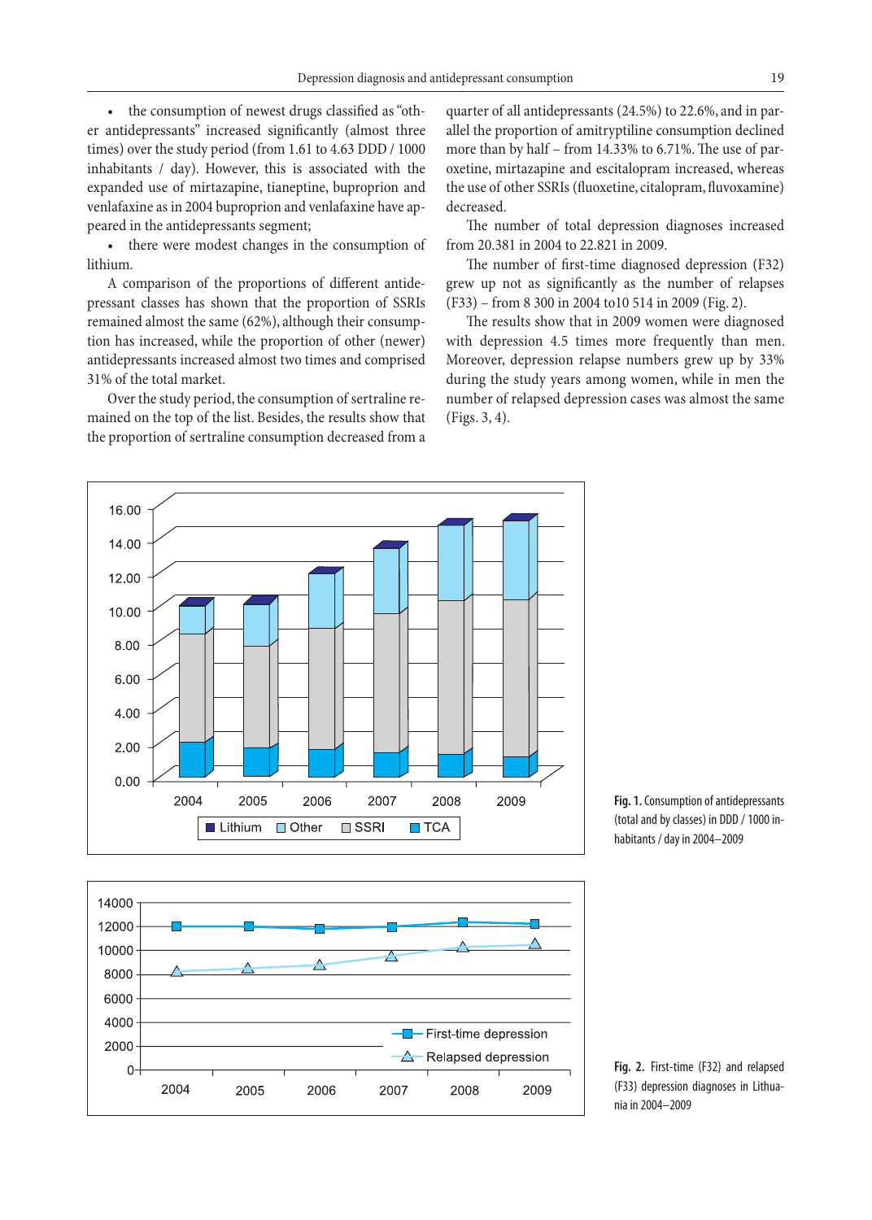- the consumption of newest drugs classified as "other antidepressants" increased significantly (almost three times) over the study period (from 1.61 to 4.63 DDD / 1000 inhabitants / day). However, this is associated with the expanded use of mirtazapine, tianeptine, buproprion and venlafaxine as in 2004 buproprion and venlafaxine have appeared in the antidepressants segment;
- there were modest changes in the consumption of lithium.

A comparison of the proportions of different antidepressant classes has shown that the proportion of SSRIs remained almost the same (62%), although their consumption has increased, while the proportion of other (newer) antidepressants increased almost two times and comprised 31% of the total market.

Over the study period, the consumption of sertraline remained on the top of the list. Besides, the results show that the proportion of sertraline consumption decreased from a quarter of all antidepressants (24.5%) to 22.6%, and in parallel the proportion of amitryptiline consumption declined more than by half – from 14.33% to 6.71%. The use of paroxetine, mirtazapine and escitalopram increased, whereas the use of other SSRIs (fluoxetine, citalopram, fluvoxamine) decreased.

The number of total depression diagnoses increased from 20.381 in 2004 to 22.821 in 2009.

The number of first-time diagnosed depression (F32) grew up not as significantly as the number of relapses (F33) – from 8 300 in 2004 to10 514 in 2009 (Fig. 2).

The results show that in 2009 women were diagnosed with depression 4.5 times more frequently than men. Moreover, depression relapse numbers grew up by 33% during the study years among women, while in men the number of relapsed depression cases was almost the same (Figs. 3, 4).

**Fig. 1.** Consumption of antidepressants (total and by classes) in DDD / 1000 inhabitants / day in 2004–2009

**Fig. 2.** First-time (F32) and relapsed (F33) depression diagnoses in Lithuania in 2004–2009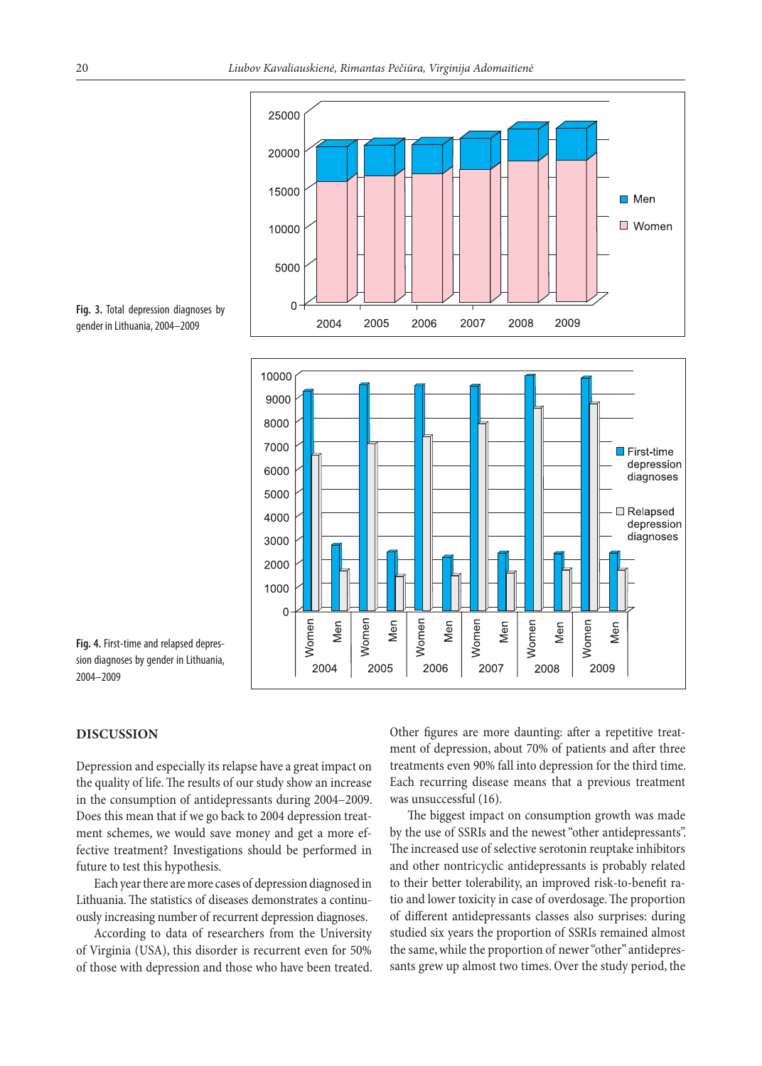Fig. 3. Total depression diagnoses by gender in Lithuania, 2004–2009

Fig. 4. First-time and relapsed depression diagnoses by gender in Lithuania, 2004–2009

## DISCUSSION

Depression and especially its relapse have a great impact on the quality of life. The results of our study show an increase in the consumption of antidepressants during 2004–2009. Does this mean that if we go back to 2004 depression treatment schemes, we would save money and get a more effective treatment? Investigations should be performed in future to test this hypothesis.

Each year there are more cases of depression diagnosed in Lithuania. The statistics of diseases demonstrates a continuously increasing number of recurrent depression diagnoses.

According to data of researchers from the University of Virginia (USA), this disorder is recurrent even for 50% of those with depression and those who have been treated. Other figures are more daunting: after a repetitive treatment of depression, about 70% of patients and after three treatments even 90% fall into depression for the third time. Each recurring disease means that a previous treatment was unsuccessful (16).

The biggest impact on consumption growth was made by the use of SSRIs and the newest "other antidepressants". The increased use of selective serotonin reuptake inhibitors and other nontricyclic antidepressants is probably related to their better tolerability, an improved risk-to-benefit ratio and lower toxicity in case of overdosage. The proportion of different antidepressants classes also surprises: during studied six years the proportion of SSRIs remained almost the same, while the proportion of newer "other" antidepressants grew up almost two times. Over the study period, the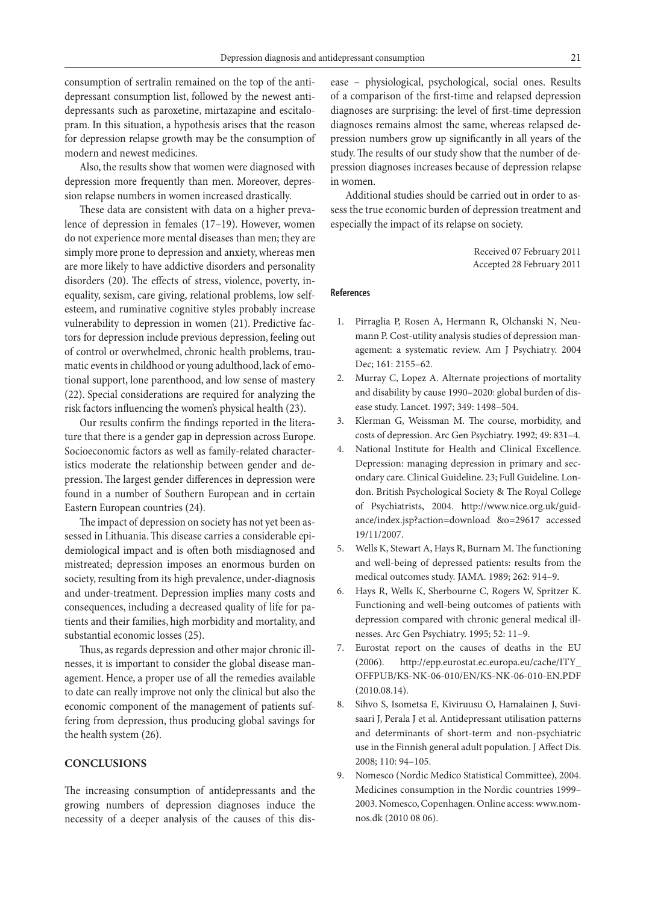consumption of sertralin remained on the top of the antidepressant consumption list, followed by the newest antidepressants such as paroxetine, mirtazapine and escitalopram. In this situation, a hypothesis arises that the reason for depression relapse growth may be the consumption of modern and newest medicines.

Also, the results show that women were diagnosed with depression more frequently than men. Moreover, depression relapse numbers in women increased drastically.

These data are consistent with data on a higher prevalence of depression in females (17–19). However, women do not experience more mental diseases than men; they are simply more prone to depression and anxiety, whereas men are more likely to have addictive disorders and personality disorders (20). The effects of stress, violence, poverty, inequality, sexism, care giving, relational problems, low self-esteem, and ruminative cognitive styles probably increase vulnerability to depression in women (21). Predictive factors for depression include previous depression, feeling out of control or overwhelmed, chronic health problems, traumatic events in childhood or young adulthood, lack of emotional support, lone parenthood, and low sense of mastery (22). Special considerations are required for analyzing the risk factors influencing the women's physical health (23).

Our results confirm the findings reported in the literature that there is a gender gap in depression across Europe. Socioeconomic factors as well as family-related characteristics moderate the relationship between gender and depression. The largest gender differences in depression were found in a number of Southern European and in certain Eastern European countries (24).

The impact of depression on society has not yet been assessed in Lithuania. This disease carries a considerable epidemiological impact and is often both misdiagnosed and mistreated; depression imposes an enormous burden on society, resulting from its high prevalence, under-diagnosis and under-treatment. Depression implies many costs and consequences, including a decreased quality of life for patients and their families, high morbidity and mortality, and substantial economic losses (25).

Thus, as regards depression and other major chronic illnesses, it is important to consider the global disease management. Hence, a proper use of all the remedies available to date can really improve not only the clinical but also the economic component of the management of patients suffering from depression, thus producing global savings for the health system (26).

## CONCLUSIONS

The increasing consumption of antidepressants and the growing numbers of depression diagnoses induce the necessity of a deeper analysis of the causes of this disease – physiological, psychological, social ones. Results of a comparison of the first-time and relapsed depression diagnoses are surprising: the level of first-time depression diagnoses remains almost the same, whereas relapsed depression numbers grow up significantly in all years of the study. The results of our study show that the number of depression diagnoses increases because of depression relapse in women.

Additional studies should be carried out in order to assess the true economic burden of depression treatment and especially the impact of its relapse on society.

Received 07 February 2011
Accepted 28 February 2011

### References

1. Pirraglia P, Rosen A, Hermann R, Olchanski N, Neumann P. Cost-utility analysis studies of depression management: a systematic review. Am J Psychiatry. 2004 Dec; 161: 2155–62.
2. Murray C, Lopez A. Alternate projections of mortality and disability by cause 1990–2020: global burden of disease study. Lancet. 1997; 349: 1498–504.
3. Klerman G, Weissman M. The course, morbidity, and costs of depression. Arc Gen Psychiatry. 1992; 49: 831–4.
4. National Institute for Health and Clinical Excellence. Depression: managing depression in primary and secondary care. Clinical Guideline. 23; Full Guideline. London. British Psychological Society & The Royal College of Psychiatrists, 2004. http://www.nice.org.uk/guidance/index.jsp?action=download &o=29617 accessed 19/11/2007.
5. Wells K, Stewart A, Hays R, Burnam M. The functioning and well-being of depressed patients: results from the medical outcomes study. JAMA. 1989; 262: 914–9.
6. Hays R, Wells K, Sherbourne C, Rogers W, Spritzer K. Functioning and well-being outcomes of patients with depression compared with chronic general medical illnesses. Arc Gen Psychiatry. 1995; 52: 11–9.
7. Eurostat report on the causes of deaths in the EU (2006). http://epp.eurostat.ec.europa.eu/cache/ITY_OFFPUB/KS-NK-06-010/EN/KS-NK-06-010-EN.PDF (2010.08.14).
8. Sihvo S, Isometsa E, Kiviruusu O, Hamalainen J, Suvisaari J, Perala J et al. Antidepressant utilisation patterns and determinants of short-term and non-psychiatric use in the Finnish general adult population. J Affect Dis. 2008; 110: 94–105.
9. Nomesco (Nordic Medico Statistical Committee), 2004. Medicines consumption in the Nordic countries 1999–2003. Nomesco, Copenhagen. Online access: www.nom-nos.dk (2010 08 06).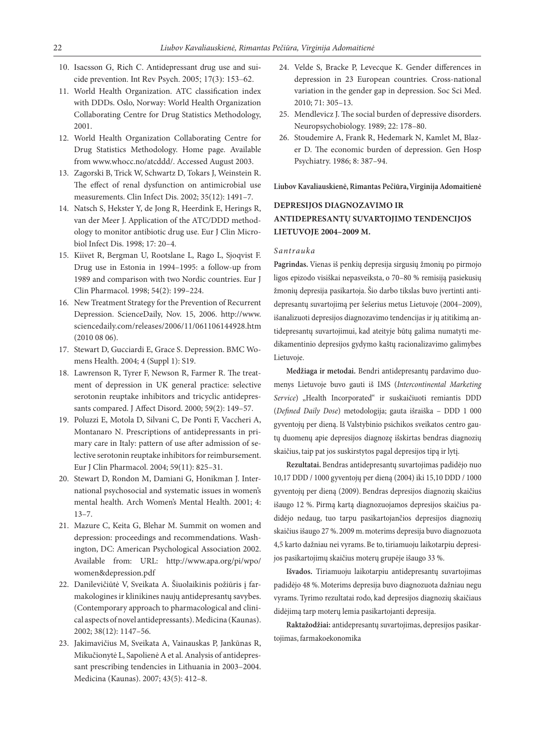10. Isacsson G, Rich C. Antidepressant drug use and suicide prevention. Int Rev Psych. 2005; 17(3): 153–62.
11. World Health Organization. ATC classification index with DDDs. Oslo, Norway: World Health Organization Collaborating Centre for Drug Statistics Methodology, 2001.
12. World Health Organization Collaborating Centre for Drug Statistics Methodology. Home page. Available from www.whocc.no/atcddd/. Accessed August 2003.
13. Zagorski B, Trick W, Schwartz D, Tokars J, Weinstein R. The effect of renal dysfunction on antimicrobial use measurements. Clin Infect Dis. 2002; 35(12): 1491–7.
14. Natsch S, Hekster Y, de Jong R, Heerdink E, Herings R, van der Meer J. Application of the ATC/DDD methodology to monitor antibiotic drug use. Eur J Clin Microbiol Infect Dis. 1998; 17: 20–4.
15. Kiivet R, Bergman U, Rootslane L, Rago L, Sjoqvist F. Drug use in Estonia in 1994–1995: a follow-up from 1989 and comparison with two Nordic countries. Eur J Clin Pharmacol. 1998; 54(2): 199–224.
16. New Treatment Strategy for the Prevention of Recurrent Depression. ScienceDaily, Nov. 15, 2006. http://www.sciencedaily.com/releases/2006/11/061106144928.htm (2010 08 06).
17. Stewart D, Gucciardi E, Grace S. Depression. BMC Womens Health. 2004; 4 (Suppl 1): S19.
18. Lawrenson R, Tyrer F, Newson R, Farmer R. The treatment of depression in UK general practice: selective serotonin reuptake inhibitors and tricyclic antidepressants compared. J Affect Disord. 2000; 59(2): 149–57.
19. Poluzzi E, Motola D, Silvani C, De Ponti F, Vaccheri A, Montanaro N. Prescriptions of antidepressants in primary care in Italy: pattern of use after admission of selective serotonin reuptake inhibitors for reimbursement. Eur J Clin Pharmacol. 2004; 59(11): 825–31.
20. Stewart D, Rondon M, Damiani G, Honikman J. International psychosocial and systematic issues in women's mental health. Arch Women's Mental Health. 2001; 4: 13–7.
21. Mazure C, Keita G, Blehar M. Summit on women and depression: proceedings and recommendations. Washington, DC: American Psychological Association 2002. Available from: URL: http://www.apa.org/pi/wpo/women&depression.pdf
22. Danilevičiūtė V, Sveikata A. Šiuolaikinis požiūris į farmakologines ir klinikines naujų antidepresantų savybes. (Contemporary approach to pharmacological and clinical aspects of novel antidepressants). Medicina (Kaunas). 2002; 38(12): 1147–56.
23. Jakimavičius M, Sveikata A, Vainauskas P, Jankūnas R, Mikučionytė L, Sapolienė A et al. Analysis of antidepressant prescribing tendencies in Lithuania in 2003–2004. Medicina (Kaunas). 2007; 43(5): 412–8.
24. Velde S, Bracke P, Levecque K. Gender differences in depression in 23 European countries. Cross-national variation in the gender gap in depression. Soc Sci Med. 2010; 71: 305–13.
25. Mendlevicz J. The social burden of depressive disorders. Neuropsychobiology. 1989; 22: 178–80.
26. Stoudemire A, Frank R, Hedemark N, Kamlet M, Blazer D. The economic burden of depression. Gen Hosp Psychiatry. 1986; 8: 387–94.

**Liubov Kavaliauskienė, Rimantas Pečiūra, Virginija Adomaitienė**

## DEPRESIJOS DIAGNOZAVIMO IR ANTIDEPRESANTŲ SUVARTOJIMO TENDENCIJOS LIETUVOJE 2004–2009 M.

*Santrauka*

**Pagrindas.** Vienas iš penkių depresija sirgusių žmonių po pirmojo ligos epizodo visiškai nepasveiksta, o 70–80 % remisiją pasiekusių žmonių depresija pasikartoja. Šio darbo tikslas buvo įvertinti antidepresantų suvartojimą per šešerius metus Lietuvoje (2004–2009), išanalizuoti depresijos diagnozavimo tendencijas ir jų atitikimą antidepresantų suvartojimui, kad ateityje būtų galima numatyti medikamentinio depresijos gydymo kaštų racionalizavimo galimybes Lietuvoje.

**Medžiaga ir metodai.** Bendri antidepresantų pardavimo duomenys Lietuvoje buvo gauti iš IMS (*Intercontinental Marketing Service*) „Health Incorporated" ir suskaičiuoti remiantis DDD (*Defined Daily Dose*) metodologija; gauta išraiška – DDD 1 000 gyventojų per dieną. Iš Valstybinio psichikos sveikatos centro gautų duomenų apie depresijos diagnozę išskirtas bendras diagnozių skaičius, taip pat jos suskirstytos pagal depresijos tipą ir lytį.

**Rezultatai.** Bendras antidepresantų suvartojimas padidėjo nuo 10,17 DDD / 1000 gyventojų per dieną (2004) iki 15,10 DDD / 1000 gyventojų per dieną (2009). Bendras depresijos diagnozių skaičius išaugo 12 %. Pirmą kartą diagnozuojamos depresijos skaičius padidėjo nedaug, tuo tarpu pasikartojančios depresijos diagnozių skaičius išaugo 27 %. 2009 m. moterims depresija buvo diagnozuota 4,5 karto dažniau nei vyrams. Be to, tiriamuoju laikotarpiu depresijos pasikartojimų skaičius moterų grupėje išaugo 33 %.

**Išvados.** Tiriamuoju laikotarpiu antidepresantų suvartojimas padidėjo 48 %. Moterims depresija buvo diagnozuota dažniau negu vyrams. Tyrimo rezultatai rodo, kad depresijos diagnozių skaičiaus didėjimą tarp moterų lemia pasikartojanti depresija.

**Raktažodžiai:** antidepresantų suvartojimas, depresijos pasikartojimas, farmakoekonomika